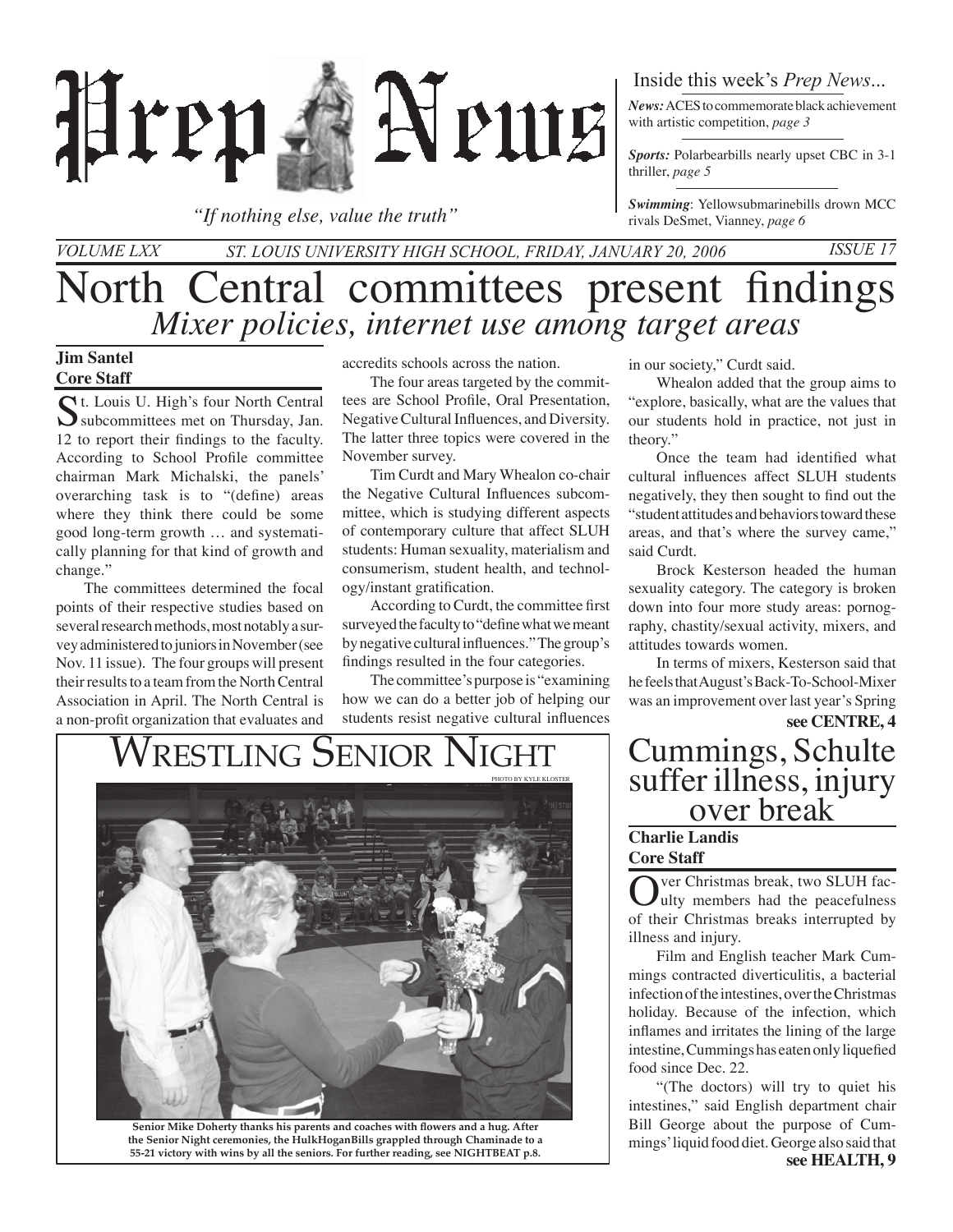# Prep News

*"If nothing else, value the truth"*

Inside this week's *Prep News*...

***News:*** ACES to commemorate black achievement with artistic competition, *page 3*

***Sports:*** Polarbearbills nearly upset CBC in 3-1 thriller, *page 5*

***Swimming***: Yellowsubmarinebills drown MCC rivals DeSmet, Vianney, *page 6*

*VOLUME LXX* *ST. LOUIS UNIVERSITY HIGH SCHOOL, FRIDAY, JANUARY 20, 2006* *ISSUE 17*

# North Central committees present findings

## *Mixer policies, internet use among target areas*

**Jim Santel**
**Core Staff**

St. Louis U. High's four North Central subcommittees met on Thursday, Jan. 12 to report their findings to the faculty. According to School Profile committee chairman Mark Michalski, the panels' overarching task is to "(define) areas where they think there could be some good long-term growth … and systematically planning for that kind of growth and change."

The committees determined the focal points of their respective studies based on several research methods, most notably a survey administered to juniors in November (see Nov. 11 issue). The four groups will present their results to a team from the North Central Association in April. The North Central is a non-profit organization that evaluates and accredits schools across the nation.

The four areas targeted by the committees are School Profile, Oral Presentation, Negative Cultural Influences, and Diversity. The latter three topics were covered in the November survey.

Tim Curdt and Mary Whealon co-chair the Negative Cultural Influences subcommittee, which is studying different aspects of contemporary culture that affect SLUH students: Human sexuality, materialism and consumerism, student health, and technology/instant gratification.

According to Curdt, the committee first surveyed the faculty to "define what we meant by negative cultural influences." The group's findings resulted in the four categories.

The committee's purpose is "examining how we can do a better job of helping our students resist negative cultural influences in our society," Curdt said.

Whealon added that the group aims to "explore, basically, what are the values that our students hold in practice, not just in theory."

Once the team had identified what cultural influences affect SLUH students negatively, they then sought to find out the "student attitudes and behaviors toward these areas, and that's where the survey came," said Curdt.

Brock Kesterson headed the human sexuality category. The category is broken down into four more study areas: pornography, chastity/sexual activity, mixers, and attitudes towards women.

In terms of mixers, Kesterson said that he feels that August's Back-To-School-Mixer was an improvement over last year's Spring

**see CENTRE, 4**

## WRESTLING SENIOR NIGHT

PHOTO BY KYLE KLOSTER

**Senior Mike Doherty thanks his parents and coaches with flowers and a hug. After the Senior Night ceremonies, the HulkHoganBills grappled through Chaminade to a 55-21 victory with wins by all the seniors. For further reading, see NIGHTBEAT p.8.**

# Cummings, Schulte suffer illness, injury over break

**Charlie Landis**
**Core Staff**

Over Christmas break, two SLUH faculty members had the peacefulness of their Christmas breaks interrupted by illness and injury.

Film and English teacher Mark Cummings contracted diverticulitis, a bacterial infection of the intestines, over the Christmas holiday. Because of the infection, which inflames and irritates the lining of the large intestine, Cummings has eaten only liquefied food since Dec. 22.

"(The doctors) will try to quiet his intestines," said English department chair Bill George about the purpose of Cummings' liquid food diet. George also said that

**see HEALTH, 9**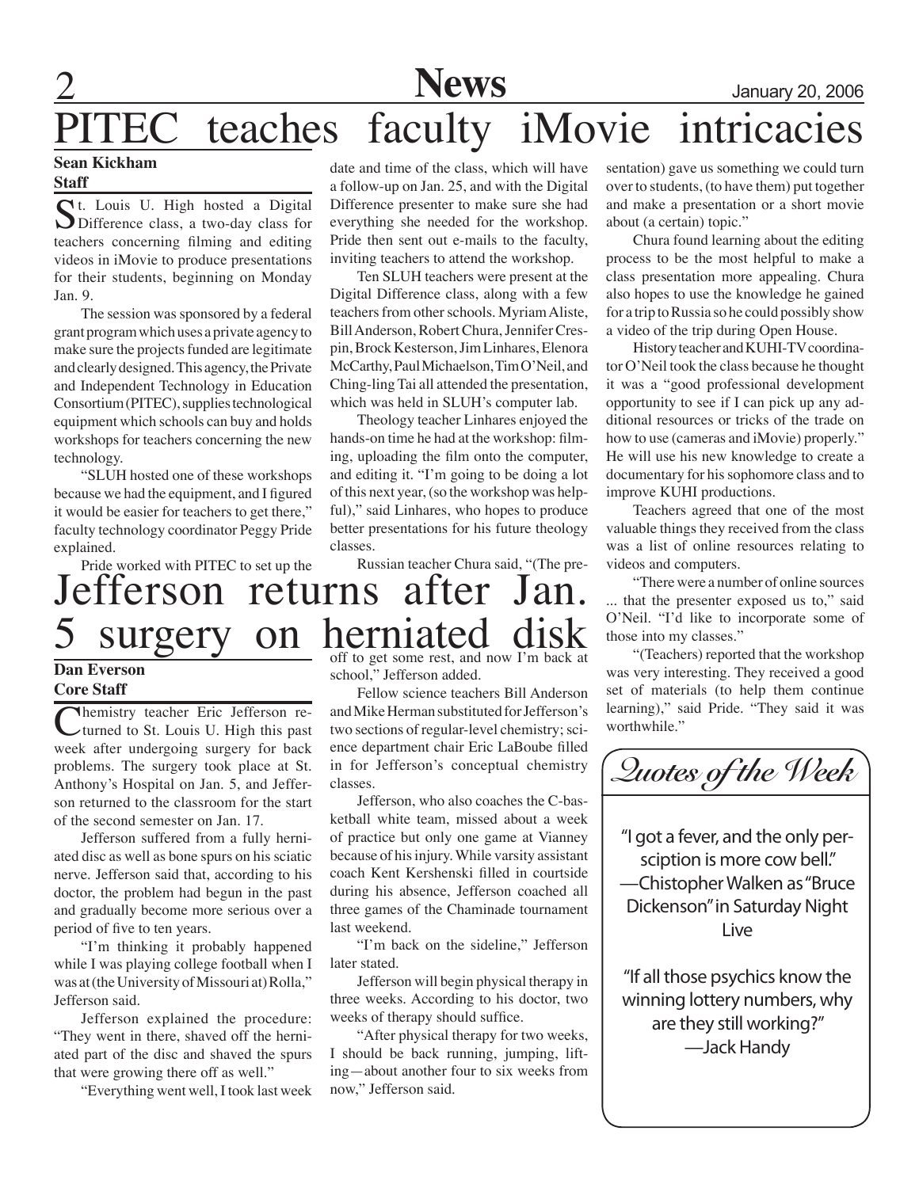# PITEC teaches faculty iMovie intricacies

**Sean Kickham**
**Staff**

St. Louis U. High hosted a Digital Difference class, a two-day class for teachers concerning filming and editing videos in iMovie to produce presentations for their students, beginning on Monday Jan. 9.

The session was sponsored by a federal grant program which uses a private agency to make sure the projects funded are legitimate and clearly designed. This agency, the Private and Independent Technology in Education Consortium (PITEC), supplies technological equipment which schools can buy and holds workshops for teachers concerning the new technology.

"SLUH hosted one of these workshops because we had the equipment, and I figured it would be easier for teachers to get there," faculty technology coordinator Peggy Pride explained.

Pride worked with PITEC to set up the date and time of the class, which will have a follow-up on Jan. 25, and with the Digital Difference presenter to make sure she had everything she needed for the workshop. Pride then sent out e-mails to the faculty, inviting teachers to attend the workshop.

Ten SLUH teachers were present at the Digital Difference class, along with a few teachers from other schools. Myriam Aliste, Bill Anderson, Robert Chura, Jennifer Crespin, Brock Kesterson, Jim Linhares, Elenora McCarthy, Paul Michaelson, Tim O'Neil, and Ching-ling Tai all attended the presentation, which was held in SLUH's computer lab.

Theology teacher Linhares enjoyed the hands-on time he had at the workshop: filming, uploading the film onto the computer, and editing it. "I'm going to be doing a lot of this next year, (so the workshop was helpful)," said Linhares, who hopes to produce better presentations for his future theology classes.

Russian teacher Chura said, "(The presentation) gave us something we could turn over to students, (to have them) put together and make a presentation or a short movie about (a certain) topic."

Chura found learning about the editing process to be the most helpful to make a class presentation more appealing. Chura also hopes to use the knowledge he gained for a trip to Russia so he could possibly show a video of the trip during Open House.

History teacher and KUHI-TV coordinator O'Neil took the class because he thought it was a "good professional development opportunity to see if I can pick up any additional resources or tricks of the trade on how to use (cameras and iMovie) properly." He will use his new knowledge to create a documentary for his sophomore class and to improve KUHI productions.

Teachers agreed that one of the most valuable things they received from the class was a list of online resources relating to videos and computers.

"There were a number of online sources ... that the presenter exposed us to," said O'Neil. "I'd like to incorporate some of those into my classes."

"(Teachers) reported that the workshop was very interesting. They received a good set of materials (to help them continue learning)," said Pride. "They said it was worthwhile."

# Jefferson returns after Jan. 5 surgery on herniated disk

**Dan Everson**
**Core Staff**

Chemistry teacher Eric Jefferson returned to St. Louis U. High this past week after undergoing surgery for back problems. The surgery took place at St. Anthony's Hospital on Jan. 5, and Jefferson returned to the classroom for the start of the second semester on Jan. 17.

Jefferson suffered from a fully herniated disc as well as bone spurs on his sciatic nerve. Jefferson said that, according to his doctor, the problem had begun in the past and gradually become more serious over a period of five to ten years.

"I'm thinking it probably happened while I was playing college football when I was at (the University of Missouri at) Rolla," Jefferson said.

Jefferson explained the procedure: "They went in there, shaved off the herniated part of the disc and shaved the spurs that were growing there off as well."

"Everything went well, I took last week off to get some rest, and now I'm back at school," Jefferson added.

Fellow science teachers Bill Anderson and Mike Herman substituted for Jefferson's two sections of regular-level chemistry; science department chair Eric LaBoube filled in for Jefferson's conceptual chemistry classes.

Jefferson, who also coaches the C-basketball white team, missed about a week of practice but only one game at Vianney because of his injury. While varsity assistant coach Kent Kershenski filled in courtside during his absence, Jefferson coached all three games of the Chaminade tournament last weekend.

"I'm back on the sideline," Jefferson later stated.

Jefferson will begin physical therapy in three weeks. According to his doctor, two weeks of therapy should suffice.

"After physical therapy for two weeks, I should be back running, jumping, lifting—about another four to six weeks from now," Jefferson said.

## *Quotes of the Week*

"I got a fever, and the only persciption is more cow bell."
—Chistopher Walken as "Bruce Dickenson" in Saturday Night Live

"If all those psychics know the winning lottery numbers, why are they still working?"
—Jack Handy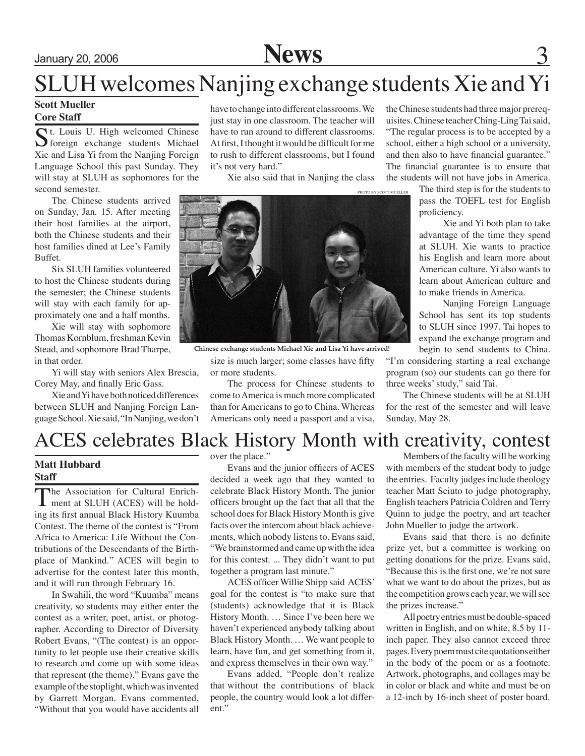# SLUH welcomes Nanjing exchange students Xie and Yi

**Scott Mueller**
**Core Staff**

St. Louis U. High welcomed Chinese foreign exchange students Michael Xie and Lisa Yi from the Nanjing Foreign Language School this past Sunday. They will stay at SLUH as sophomores for the second semester.

The Chinese students arrived on Sunday, Jan. 15. After meeting their host families at the airport, both the Chinese students and their host families dined at Lee's Family Buffet.

Six SLUH families volunteered to host the Chinese students during the semester; the Chinese students will stay with each family for approximately one and a half months.

Xie will stay with sophomore Thomas Kornblum, freshman Kevin Stead, and sophomore Brad Tharpe, in that order.

Yi will stay with seniors Alex Brescia, Corey May, and finally Eric Gass.

Xie and Yi have both noticed differences between SLUH and Nanjing Foreign Language School. Xie said, "In Nanjing, we don't have to change into different classrooms. We just stay in one classroom. The teacher will have to run around to different classrooms. At first, I thought it would be difficult for me to rush to different classrooms, but I found it's not very hard."

Xie also said that in Nanjing the class size is much larger; some classes have fifty or more students.

PHOTO BY SCOTT MUELLER

Chinese exchange students Michael Xie and Lisa Yi have arrived!

The process for Chinese students to come to America is much more complicated than for Americans to go to China. Whereas Americans only need a passport and a visa, the Chinese students had three major prerequisites. Chinese teacher Ching-Ling Tai said, "The regular process is to be accepted by a school, either a high school or a university, and then also to have financial guarantee." The financial guarantee is to ensure that the students will not have jobs in America.

The third step is for the students to pass the TOEFL test for English proficiency.

Xie and Yi both plan to take advantage of the time they spend at SLUH. Xie wants to practice his English and learn more about American culture. Yi also wants to learn about American culture and to make friends in America.

Nanjing Foreign Language School has sent its top students to SLUH since 1997. Tai hopes to expand the exchange program and begin to send students to China. "I'm considering starting a real exchange program (so) our students can go there for three weeks' study," said Tai.

The Chinese students will be at SLUH for the rest of the semester and will leave Sunday, May 28.

# ACES celebrates Black History Month with creativity, contest

**Matt Hubbard**
**Staff**

The Association for Cultural Enrichment at SLUH (ACES) will be holding its first annual Black History Kuumba Contest. The theme of the contest is "From Africa to America: Life Without the Contributions of the Descendants of the Birthplace of Mankind." ACES will begin to advertise for the contest later this month, and it will run through February 16.

In Swahili, the word "Kuumba" means creativity, so students may either enter the contest as a writer, poet, artist, or photographer. According to Director of Diversity Robert Evans, "(The contest) is an opportunity to let people use their creative skills to research and come up with some ideas that represent (the theme)." Evans gave the example of the stoplight, which was invented by Garrett Morgan. Evans commented, "Without that you would have accidents all over the place."

Evans and the junior officers of ACES decided a week ago that they wanted to celebrate Black History Month. The junior officers brought up the fact that all that the school does for Black History Month is give facts over the intercom about black achievements, which nobody listens to. Evans said, "We brainstormed and came up with the idea for this contest. ... They didn't want to put together a program last minute."

ACES officer Willie Shipp said ACES' goal for the contest is "to make sure that (students) acknowledge that it is Black History Month. … Since I've been here we haven't experienced anybody talking about Black History Month. … We want people to learn, have fun, and get something from it, and express themselves in their own way."

Evans added, "People don't realize that without the contributions of black people, the country would look a lot different."

Members of the faculty will be working with members of the student body to judge the entries. Faculty judges include theology teacher Matt Sciuto to judge photography, English teachers Patricia Coldren and Terry Quinn to judge the poetry, and art teacher John Mueller to judge the artwork.

Evans said that there is no definite prize yet, but a committee is working on getting donations for the prize. Evans said, "Because this is the first one, we're not sure what we want to do about the prizes, but as the competition grows each year, we will see the prizes increase."

All poetry entries must be double-spaced written in English, and on white, 8.5 by 11-inch paper. They also cannot exceed three pages. Every poem must cite quotations either in the body of the poem or as a footnote. Artwork, photographs, and collages may be in color or black and white and must be on a 12-inch by 16-inch sheet of poster board.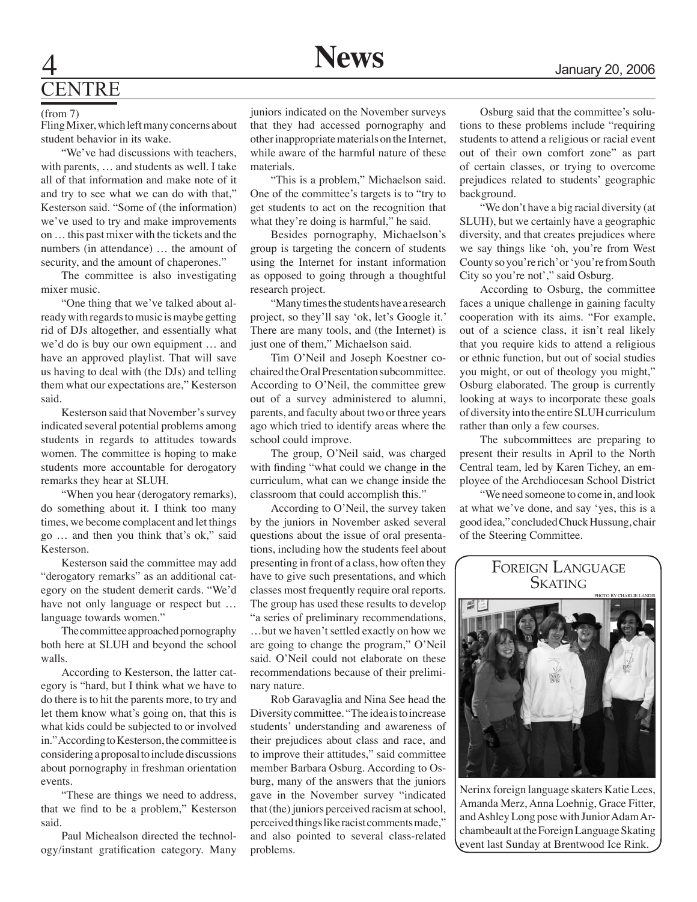# CENTRE

(from 7)

Fling Mixer, which left many concerns about student behavior in its wake.

"We've had discussions with teachers, with parents, … and students as well. I take all of that information and make note of it and try to see what we can do with that," Kesterson said. "Some of (the information) we've used to try and make improvements on … this past mixer with the tickets and the numbers (in attendance) … the amount of security, and the amount of chaperones."

The committee is also investigating mixer music.

"One thing that we've talked about already with regards to music is maybe getting rid of DJs altogether, and essentially what we'd do is buy our own equipment … and have an approved playlist. That will save us having to deal with (the DJs) and telling them what our expectations are," Kesterson said.

Kesterson said that November's survey indicated several potential problems among students in regards to attitudes towards women. The committee is hoping to make students more accountable for derogatory remarks they hear at SLUH.

"When you hear (derogatory remarks), do something about it. I think too many times, we become complacent and let things go … and then you think that's ok," said Kesterson.

Kesterson said the committee may add "derogatory remarks" as an additional category on the student demerit cards. "We'd have not only language or respect but … language towards women."

The committee approached pornography both here at SLUH and beyond the school walls.

According to Kesterson, the latter category is "hard, but I think what we have to do there is to hit the parents more, to try and let them know what's going on, that this is what kids could be subjected to or involved in." According to Kesterson, the committee is considering a proposal to include discussions about pornography in freshman orientation events.

"These are things we need to address, that we find to be a problem," Kesterson said.

Paul Michealson directed the technology/instant gratification category. Many juniors indicated on the November surveys that they had accessed pornography and other inappropriate materials on the Internet, while aware of the harmful nature of these materials.

"This is a problem," Michaelson said. One of the committee's targets is to "try to get students to act on the recognition that what they're doing is harmful," he said.

Besides pornography, Michaelson's group is targeting the concern of students using the Internet for instant information as opposed to going through a thoughtful research project.

"Many times the students have a research project, so they'll say 'ok, let's Google it.' There are many tools, and (the Internet) is just one of them," Michaelson said.

Tim O'Neil and Joseph Koestner co-chaired the Oral Presentation subcommittee. According to O'Neil, the committee grew out of a survey administered to alumni, parents, and faculty about two or three years ago which tried to identify areas where the school could improve.

The group, O'Neil said, was charged with finding "what could we change in the curriculum, what can we change inside the classroom that could accomplish this."

According to O'Neil, the survey taken by the juniors in November asked several questions about the issue of oral presentations, including how the students feel about presenting in front of a class, how often they have to give such presentations, and which classes most frequently require oral reports. The group has used these results to develop "a series of preliminary recommendations, …but we haven't settled exactly on how we are going to change the program," O'Neil said. O'Neil could not elaborate on these recommendations because of their preliminary nature.

Rob Garavaglia and Nina See head the Diversity committee. "The idea is to increase students' understanding and awareness of their prejudices about class and race, and to improve their attitudes," said committee member Barbara Osburg. According to Osburg, many of the answers that the juniors gave in the November survey "indicated that (the) juniors perceived racism at school, perceived things like racist comments made," and also pointed to several class-related problems.

Osburg said that the committee's solutions to these problems include "requiring students to attend a religious or racial event out of their own comfort zone" as part of certain classes, or trying to overcome prejudices related to students' geographic background.

"We don't have a big racial diversity (at SLUH), but we certainly have a geographic diversity, and that creates prejudices where we say things like 'oh, you're from West County so you're rich' or 'you're from South City so you're not'," said Osburg.

According to Osburg, the committee faces a unique challenge in gaining faculty cooperation with its aims. "For example, out of a science class, it isn't real likely that you require kids to attend a religious or ethnic function, but out of social studies you might, or out of theology you might," Osburg elaborated. The group is currently looking at ways to incorporate these goals of diversity into the entire SLUH curriculum rather than only a few courses.

The subcommittees are preparing to present their results in April to the North Central team, led by Karen Tichey, an employee of the Archdiocesan School District

"We need someone to come in, and look at what we've done, and say 'yes, this is a good idea," concluded Chuck Hussung, chair of the Steering Committee.

## Foreign Language Skating

PHOTO BY CHARLIE LANDIS

Nerinx foreign language skaters Katie Lees, Amanda Merz, Anna Loehnig, Grace Fitter, and Ashley Long pose with Junior Adam Archambeault at the Foreign Language Skating event last Sunday at Brentwood Ice Rink.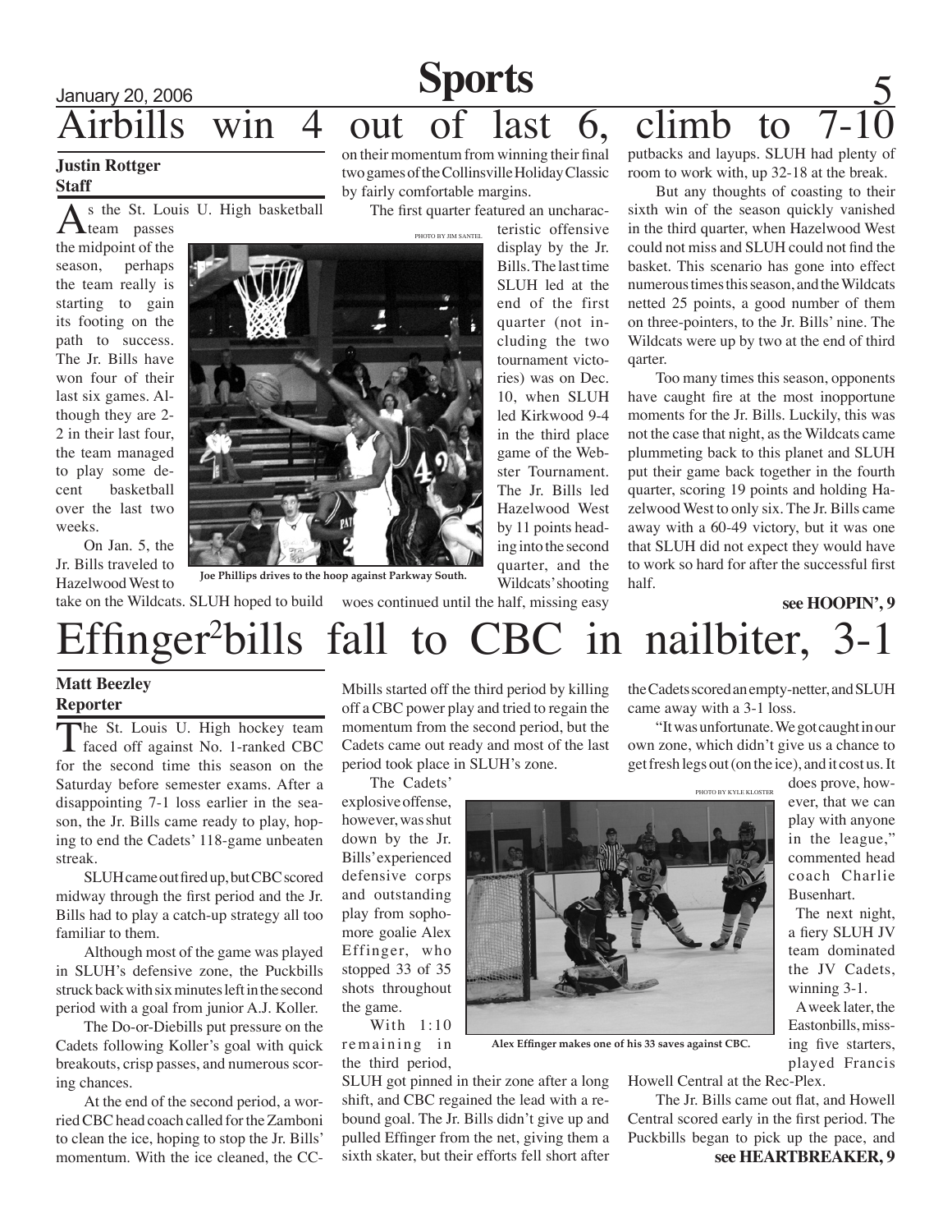# Airbills win 4 out of last 6, climb to 7-10

**Justin Rottger**
**Staff**

As the St. Louis U. High basketball team passes the midpoint of the season, perhaps the team really is starting to gain its footing on the path to success. The Jr. Bills have won four of their last six games. Although they are 2-2 in their last four, the team managed to play some decent basketball over the last two weeks.

On Jan. 5, the Jr. Bills traveled to Hazelwood West to take on the Wildcats. SLUH hoped to build on their momentum from winning their final two games of the Collinsville Holiday Classic by fairly comfortable margins.

PHOTO BY JIM SANTEL

Joe Phillips drives to the hoop against Parkway South.

The first quarter featured an uncharacteristic offensive display by the Jr. Bills. The last time SLUH led at the end of the first quarter (not including the two tournament victories) was on Dec. 10, when SLUH led Kirkwood 9-4 in the third place game of the Webster Tournament. The Jr. Bills led Hazelwood West by 11 points heading into the second quarter, and the Wildcats' shooting woes continued until the half, missing easy putbacks and layups. SLUH had plenty of room to work with, up 32-18 at the break.

But any thoughts of coasting to their sixth win of the season quickly vanished in the third quarter, when Hazelwood West could not miss and SLUH could not find the basket. This scenario has gone into effect numerous times this season, and the Wildcats netted 25 points, a good number of them on three-pointers, to the Jr. Bills' nine. The Wildcats were up by two at the end of third qarter.

Too many times this season, opponents have caught fire at the most inopportune moments for the Jr. Bills. Luckily, this was not the case that night, as the Wildcats came plummeting back to this planet and SLUH put their game back together in the fourth quarter, scoring 19 points and holding Hazelwood West to only six. The Jr. Bills came away with a 60-49 victory, but it was one that SLUH did not expect they would have to work so hard for after the successful first half.

**see HOOPIN', 9**

# Effinger²bills fall to CBC in nailbiter, 3-1

**Matt Beezley**
**Reporter**

The St. Louis U. High hockey team faced off against No. 1-ranked CBC for the second time this season on the Saturday before semester exams. After a disappointing 7-1 loss earlier in the season, the Jr. Bills came ready to play, hoping to end the Cadets' 118-game unbeaten streak.

SLUH came out fired up, but CBC scored midway through the first period and the Jr. Bills had to play a catch-up strategy all too familiar to them.

Although most of the game was played in SLUH's defensive zone, the Puckbills struck back with six minutes left in the second period with a goal from junior A.J. Koller.

The Do-or-Diebills put pressure on the Cadets following Koller's goal with quick breakouts, crisp passes, and numerous scoring chances.

At the end of the second period, a worried CBC head coach called for the Zamboni to clean the ice, hoping to stop the Jr. Bills' momentum. With the ice cleaned, the CC-Mbills started off the third period by killing off a CBC power play and tried to regain the momentum from the second period, but the Cadets came out ready and most of the last period took place in SLUH's zone.

The Cadets' explosive offense, however, was shut down by the Jr. Bills' experienced defensive corps and outstanding play from sophomore goalie Alex Effinger, who stopped 33 of 35 shots throughout the game.

With 1:10 remaining in the third period, SLUH got pinned in their zone after a long shift, and CBC regained the lead with a rebound goal. The Jr. Bills didn't give up and pulled Effinger from the net, giving them a sixth skater, but their efforts fell short after the Cadets scored an empty-netter, and SLUH came away with a 3-1 loss.

PHOTO BY KYLE KLOSTER

Alex Effinger makes one of his 33 saves against CBC.

"It was unfortunate. We got caught in our own zone, which didn't give us a chance to get fresh legs out (on the ice), and it cost us. It does prove, however, that we can play with anyone in the league," commented head coach Charlie Busenhart.

The next night, a fiery SLUH JV team dominated the JV Cadets, winning 3-1.

A week later, the Eastonbills, missing five starters, played Francis Howell Central at the Rec-Plex.

The Jr. Bills came out flat, and Howell Central scored early in the first period. The Puckbills began to pick up the pace, and

**see HEARTBREAKER, 9**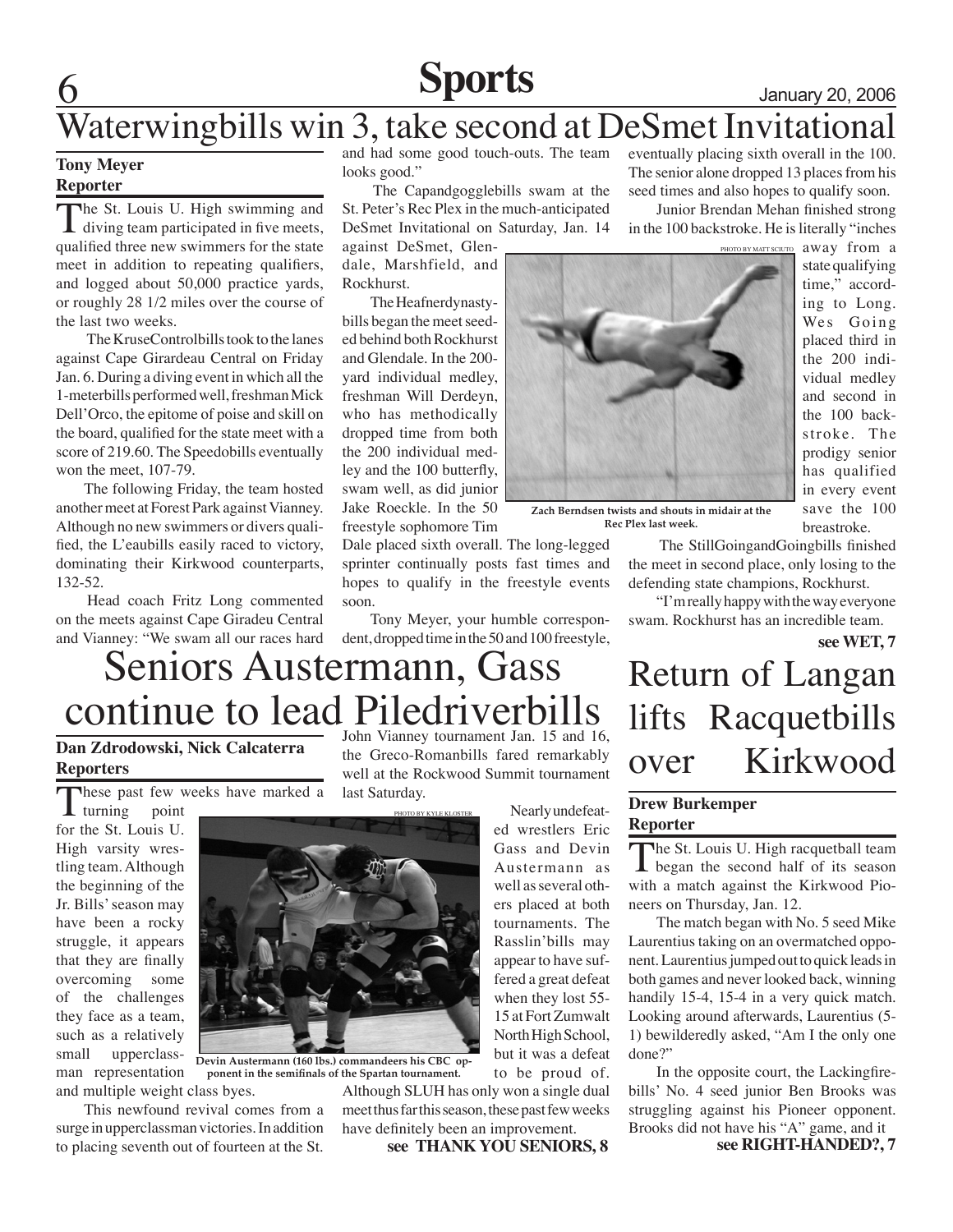# Waterwingbills win 3, take second at DeSmet Invitational

**Tony Meyer**
**Reporter**

The St. Louis U. High swimming and diving team participated in five meets, qualified three new swimmers for the state meet in addition to repeating qualifiers, and logged about 50,000 practice yards, or roughly 28 1/2 miles over the course of the last two weeks.

The KruseControlbills took to the lanes against Cape Girardeau Central on Friday Jan. 6. During a diving event in which all the 1-meterbills performed well, freshman Mick Dell'Orco, the epitome of poise and skill on the board, qualified for the state meet with a score of 219.60. The Speedobills eventually won the meet, 107-79.

The following Friday, the team hosted another meet at Forest Park against Vianney. Although no new swimmers or divers qualified, the L'eaubills easily raced to victory, dominating their Kirkwood counterparts, 132-52.

Head coach Fritz Long commented on the meets against Cape Giradeu Central and Vianney: "We swam all our races hard and had some good touch-outs. The team looks good."

The Capandgogglebills swam at the St. Peter's Rec Plex in the much-anticipated DeSmet Invitational on Saturday, Jan. 14 against DeSmet, Glendale, Marshfield, and Rockhurst.

The Heafnerdynastybills began the meet seeded behind both Rockhurst and Glendale. In the 200-yard individual medley, freshman Will Derdeyn, who has methodically dropped time from both the 200 individual medley and the 100 butterfly, swam well, as did junior Jake Roeckle. In the 50 freestyle sophomore Tim Dale placed sixth overall. The long-legged sprinter continually posts fast times and hopes to qualify in the freestyle events soon.

Tony Meyer, your humble correspondent, dropped time in the 50 and 100 freestyle, eventually placing sixth overall in the 100. The senior alone dropped 13 places from his seed times and also hopes to qualify soon.

Junior Brendan Mehan finished strong in the 100 backstroke. He is literally "inches away from a state qualifying time," according to Long. Wes Going placed third in the 200 individual medley and second in the 100 backstroke. The prodigy senior has qualified in every event save the 100 breastroke.

PHOTO BY MATT SCIUTO

Zach Berndsen twists and shouts in midair at the Rec Plex last week.

The StillGoingandGoingbills finished the meet in second place, only losing to the defending state champions, Rockhurst.

"I'm really happy with the way everyone swam. Rockhurst has an incredible team.

**see WET, 7**

# Seniors Austermann, Gass continue to lead Piledriverbills

**Dan Zdrodowski, Nick Calcaterra**
**Reporters**

These past few weeks have marked a turning point for the St. Louis U. High varsity wrestling team. Although the beginning of the Jr. Bills' season may have been a rocky struggle, it appears that they are finally overcoming some of the challenges they face as a team, such as a relatively small upperclassman representation and multiple weight class byes.

This newfound revival comes from a surge in upperclassman victories. In addition to placing seventh out of fourteen at the St. John Vianney tournament Jan. 15 and 16, the Greco-Romanbills fared remarkably well at the Rockwood Summit tournament last Saturday.

PHOTO BY KYLE KLOSTER

Devin Austermann (160 lbs.) commandeers his CBC opponent in the semifinals of the Spartan tournament.

Nearly undefeated wrestlers Eric Gass and Devin Austermann as well as several others placed at both tournaments. The Rasslin'bills may appear to have suffered a great defeat when they lost 55-15 at Fort Zumwalt North High School, but it was a defeat to be proud of. Although SLUH has only won a single dual meet thus far this season, these past few weeks have definitely been an improvement.

**see THANK YOU SENIORS, 8**

# Return of Langan lifts Racquetbills over Kirkwood

**Drew Burkemper**
**Reporter**

The St. Louis U. High racquetball team began the second half of its season with a match against the Kirkwood Pioneers on Thursday, Jan. 12.

The match began with No. 5 seed Mike Laurentius taking on an overmatched opponent. Laurentius jumped out to quick leads in both games and never looked back, winning handily 15-4, 15-4 in a very quick match. Looking around afterwards, Laurentius (5-1) bewilderedly asked, "Am I the only one done?"

In the opposite court, the Lackingfirebills' No. 4 seed junior Ben Brooks was struggling against his Pioneer opponent. Brooks did not have his "A" game, and it

**see RIGHT-HANDED?, 7**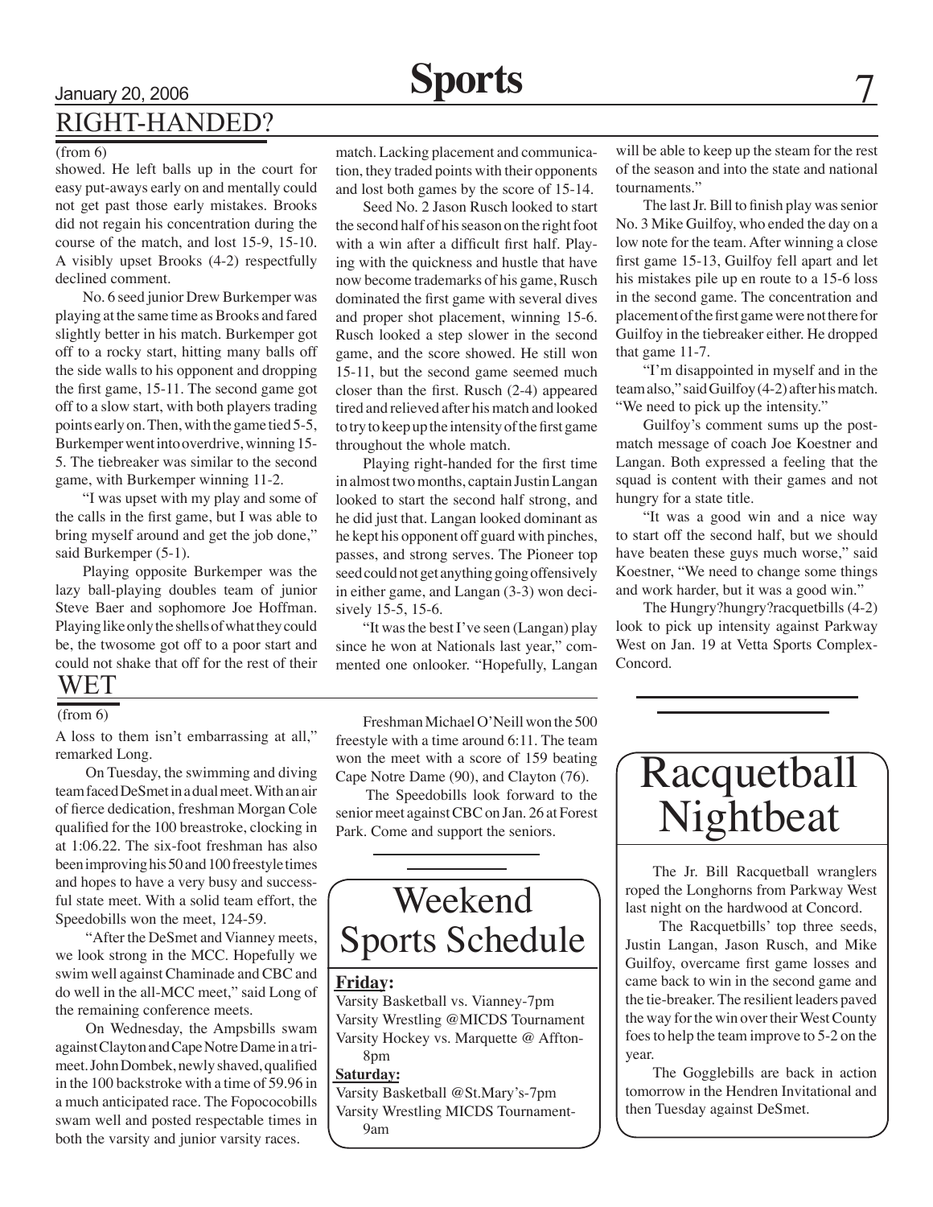## RIGHT-HANDED?

(from 6)

showed. He left balls up in the court for easy put-aways early on and mentally could not get past those early mistakes. Brooks did not regain his concentration during the course of the match, and lost 15-9, 15-10. A visibly upset Brooks (4-2) respectfully declined comment.

No. 6 seed junior Drew Burkemper was playing at the same time as Brooks and fared slightly better in his match. Burkemper got off to a rocky start, hitting many balls off the side walls to his opponent and dropping the first game, 15-11. The second game got off to a slow start, with both players trading points early on. Then, with the game tied 5-5, Burkemper went into overdrive, winning 15-5. The tiebreaker was similar to the second game, with Burkemper winning 11-2.

"I was upset with my play and some of the calls in the first game, but I was able to bring myself around and get the job done," said Burkemper (5-1).

Playing opposite Burkemper was the lazy ball-playing doubles team of junior Steve Baer and sophomore Joe Hoffman. Playing like only the shells of what they could be, the twosome got off to a poor start and could not shake that off for the rest of their match. Lacking placement and communication, they traded points with their opponents and lost both games by the score of 15-14.

Seed No. 2 Jason Rusch looked to start the second half of his season on the right foot with a win after a difficult first half. Playing with the quickness and hustle that have now become trademarks of his game, Rusch dominated the first game with several dives and proper shot placement, winning 15-6. Rusch looked a step slower in the second game, and the score showed. He still won 15-11, but the second game seemed much closer than the first. Rusch (2-4) appeared tired and relieved after his match and looked to try to keep up the intensity of the first game throughout the whole match.

Playing right-handed for the first time in almost two months, captain Justin Langan looked to start the second half strong, and he did just that. Langan looked dominant as he kept his opponent off guard with pinches, passes, and strong serves. The Pioneer top seed could not get anything going offensively in either game, and Langan (3-3) won decisively 15-5, 15-6.

"It was the best I've seen (Langan) play since he won at Nationals last year," commented one onlooker. "Hopefully, Langan will be able to keep up the steam for the rest of the season and into the state and national tournaments."

The last Jr. Bill to finish play was senior No. 3 Mike Guilfoy, who ended the day on a low note for the team. After winning a close first game 15-13, Guilfoy fell apart and let his mistakes pile up en route to a 15-6 loss in the second game. The concentration and placement of the first game were not there for Guilfoy in the tiebreaker either. He dropped that game 11-7.

"I'm disappointed in myself and in the team also," said Guilfoy (4-2) after his match. "We need to pick up the intensity."

Guilfoy's comment sums up the post-match message of coach Joe Koestner and Langan. Both expressed a feeling that the squad is content with their games and not hungry for a state title.

"It was a good win and a nice way to start off the second half, but we should have beaten these guys much worse," said Koestner, "We need to change some things and work harder, but it was a good win."

The Hungry?hungry?racquetbills (4-2) look to pick up intensity against Parkway West on Jan. 19 at Vetta Sports Complex-Concord.

## WET

(from 6)

A loss to them isn't embarrassing at all," remarked Long.

On Tuesday, the swimming and diving team faced DeSmet in a dual meet. With an air of fierce dedication, freshman Morgan Cole qualified for the 100 breastroke, clocking in at 1:06.22. The six-foot freshman has also been improving his 50 and 100 freestyle times and hopes to have a very busy and successful state meet. With a solid team effort, the Speedobills won the meet, 124-59.

"After the DeSmet and Vianney meets, we look strong in the MCC. Hopefully we swim well against Chaminade and CBC and do well in the all-MCC meet," said Long of the remaining conference meets.

On Wednesday, the Ampsbills swam against Clayton and Cape Notre Dame in a tri-meet. John Dombek, newly shaved, qualified in the 100 backstroke with a time of 59.96 in a much anticipated race. The Fopococobills swam well and posted respectable times in both the varsity and junior varsity races.

Freshman Michael O'Neill won the 500 freestyle with a time around 6:11. The team won the meet with a score of 159 beating Cape Notre Dame (90), and Clayton (76).

The Speedobills look forward to the senior meet against CBC on Jan. 26 at Forest Park. Come and support the seniors.

## Weekend Sports Schedule

**Friday:**
Varsity Basketball vs. Vianney-7pm
Varsity Wrestling @MICDS Tournament
Varsity Hockey vs. Marquette @ Affton-8pm

**Saturday:**
Varsity Basketball @St.Mary's-7pm
Varsity Wrestling MICDS Tournament-9am

## Racquetball Nightbeat

The Jr. Bill Racquetball wranglers roped the Longhorns from Parkway West last night on the hardwood at Concord.

The Racquetbills' top three seeds, Justin Langan, Jason Rusch, and Mike Guilfoy, overcame first game losses and came back to win in the second game and the tie-breaker. The resilient leaders paved the way for the win over their West County foes to help the team improve to 5-2 on the year.

The Gogglebills are back in action tomorrow in the Hendren Invitational and then Tuesday against DeSmet.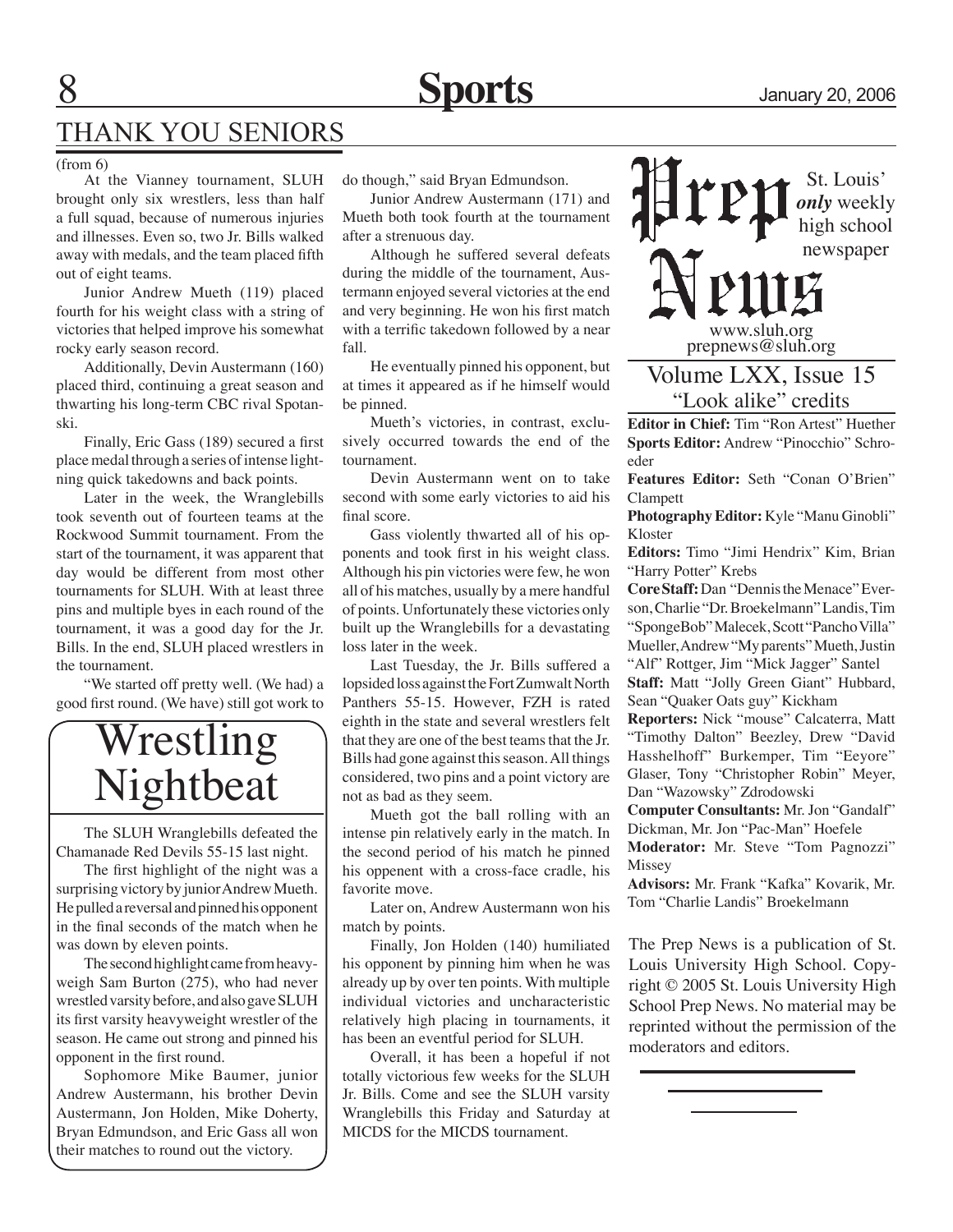## THANK YOU SENIORS

(from 6)

At the Vianney tournament, SLUH brought only six wrestlers, less than half a full squad, because of numerous injuries and illnesses. Even so, two Jr. Bills walked away with medals, and the team placed fifth out of eight teams.

Junior Andrew Mueth (119) placed fourth for his weight class with a string of victories that helped improve his somewhat rocky early season record.

Additionally, Devin Austermann (160) placed third, continuing a great season and thwarting his long-term CBC rival Spotanski.

Finally, Eric Gass (189) secured a first place medal through a series of intense lightning quick takedowns and back points.

Later in the week, the Wranglebills took seventh out of fourteen teams at the Rockwood Summit tournament. From the start of the tournament, it was apparent that day would be different from most other tournaments for SLUH. With at least three pins and multiple byes in each round of the tournament, it was a good day for the Jr. Bills. In the end, SLUH placed wrestlers in the tournament.

"We started off pretty well. (We had) a good first round. (We have) still got work to do though," said Bryan Edmundson.

Junior Andrew Austermann (171) and Mueth both took fourth at the tournament after a strenuous day.

Although he suffered several defeats during the middle of the tournament, Austermann enjoyed several victories at the end and very beginning. He won his first match with a terrific takedown followed by a near fall.

He eventually pinned his opponent, but at times it appeared as if he himself would be pinned.

Mueth's victories, in contrast, exclusively occurred towards the end of the tournament.

Devin Austermann went on to take second with some early victories to aid his final score.

Gass violently thwarted all of his opponents and took first in his weight class. Although his pin victories were few, he won all of his matches, usually by a mere handful of points. Unfortunately these victories only built up the Wranglebills for a devastating loss later in the week.

Last Tuesday, the Jr. Bills suffered a lopsided loss against the Fort Zumwalt North Panthers 55-15. However, FZH is rated eighth in the state and several wrestlers felt that they are one of the best teams that the Jr. Bills had gone against this season. All things considered, two pins and a point victory are not as bad as they seem.

Mueth got the ball rolling with an intense pin relatively early in the match. In the second period of his match he pinned his oppenent with a cross-face cradle, his favorite move.

Later on, Andrew Austermann won his match by points.

Finally, Jon Holden (140) humiliated his opponent by pinning him when he was already up by over ten points. With multiple individual victories and uncharacteristic relatively high placing in tournaments, it has been an eventful period for SLUH.

Overall, it has been a hopeful if not totally victorious few weeks for the SLUH Jr. Bills. Come and see the SLUH varsity Wranglebills this Friday and Saturday at MICDS for the MICDS tournament.

## Wrestling Nightbeat

The SLUH Wranglebills defeated the Chamanade Red Devils 55-15 last night.

The first highlight of the night was a surprising victory by junior Andrew Mueth. He pulled a reversal and pinned his opponent in the final seconds of the match when he was down by eleven points.

The second highlight came from heavyweigh Sam Burton (275), who had never wrestled varsity before, and also gave SLUH its first varsity heavyweight wrestler of the season. He came out strong and pinned his opponent in the first round.

Sophomore Mike Baumer, junior Andrew Austermann, his brother Devin Austermann, Jon Holden, Mike Doherty, Bryan Edmundson, and Eric Gass all won their matches to round out the victory.

---

# Prep News

St. Louis' *only* weekly high school newspaper

www.sluh.org
prepnews@sluh.org

### Volume LXX, Issue 15
### "Look alike" credits

**Editor in Chief:** Tim "Ron Artest" Huether

**Sports Editor:** Andrew "Pinocchio" Schroeder

**Features Editor:** Seth "Conan O'Brien" Clampett

**Photography Editor:** Kyle "Manu Ginobli" Kloster

**Editors:** Timo "Jimi Hendrix" Kim, Brian "Harry Potter" Krebs

**Core Staff:** Dan "Dennis the Menace" Everson, Charlie "Dr. Broekelmann" Landis, Tim "SpongeBob" Malecek, Scott "Pancho Villa" Mueller, Andrew "My parents" Mueth, Justin "Alf" Rottger, Jim "Mick Jagger" Santel

**Staff:** Matt "Jolly Green Giant" Hubbard, Sean "Quaker Oats guy" Kickham

**Reporters:** Nick "mouse" Calcaterra, Matt "Timothy Dalton" Beezley, Drew "David Hasshelhoff" Burkemper, Tim "Eeyore" Glaser, Tony "Christopher Robin" Meyer, Dan "Wazowsky" Zdrodowski

**Computer Consultants:** Mr. Jon "Gandalf" Dickman, Mr. Jon "Pac-Man" Hoefele

**Moderator:** Mr. Steve "Tom Pagnozzi" Missey

**Advisors:** Mr. Frank "Kafka" Kovarik, Mr. Tom "Charlie Landis" Broekelmann

The Prep News is a publication of St. Louis University High School. Copyright © 2005 St. Louis University High School Prep News. No material may be reprinted without the permission of the moderators and editors.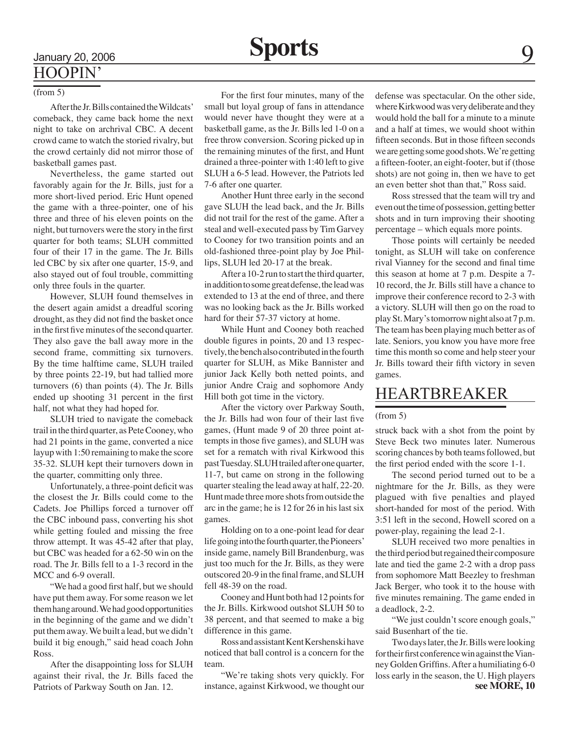## HOOPIN'

(from 5)

After the Jr. Bills contained the Wildcats' comeback, they came back home the next night to take on archrival CBC. A decent crowd came to watch the storied rivalry, but the crowd certainly did not mirror those of basketball games past.

Nevertheless, the game started out favorably again for the Jr. Bills, just for a more short-lived period. Eric Hunt opened the game with a three-pointer, one of his three and three of his eleven points on the night, but turnovers were the story in the first quarter for both teams; SLUH committed four of their 17 in the game. The Jr. Bills led CBC by six after one quarter, 15-9, and also stayed out of foul trouble, committing only three fouls in the quarter.

However, SLUH found themselves in the desert again amidst a dreadful scoring drought, as they did not find the basket once in the first five minutes of the second quarter. They also gave the ball away more in the second frame, committing six turnovers. By the time halftime came, SLUH trailed by three points 22-19, but had tallied more turnovers (6) than points (4). The Jr. Bills ended up shooting 31 percent in the first half, not what they had hoped for.

SLUH tried to navigate the comeback trail in the third quarter, as Pete Cooney, who had 21 points in the game, converted a nice layup with 1:50 remaining to make the score 35-32. SLUH kept their turnovers down in the quarter, committing only three.

Unfortunately, a three-point deficit was the closest the Jr. Bills could come to the Cadets. Joe Phillips forced a turnover off the CBC inbound pass, converting his shot while getting fouled and missing the free throw attempt. It was 45-42 after that play, but CBC was headed for a 62-50 win on the road. The Jr. Bills fell to a 1-3 record in the MCC and 6-9 overall.

"We had a good first half, but we should have put them away. For some reason we let them hang around. We had good opportunities in the beginning of the game and we didn't put them away. We built a lead, but we didn't build it big enough," said head coach John Ross.

After the disappointing loss for SLUH against their rival, the Jr. Bills faced the Patriots of Parkway South on Jan. 12.

For the first four minutes, many of the small but loyal group of fans in attendance would never have thought they were at a basketball game, as the Jr. Bills led 1-0 on a free throw conversion. Scoring picked up in the remaining minutes of the first, and Hunt drained a three-pointer with 1:40 left to give SLUH a 6-5 lead. However, the Patriots led 7-6 after one quarter.

Another Hunt three early in the second gave SLUH the lead back, and the Jr. Bills did not trail for the rest of the game. After a steal and well-executed pass by Tim Garvey to Cooney for two transition points and an old-fashioned three-point play by Joe Phillips, SLUH led 20-17 at the break.

After a 10-2 run to start the third quarter, in addition to some great defense, the lead was extended to 13 at the end of three, and there was no looking back as the Jr. Bills worked hard for their 57-37 victory at home.

While Hunt and Cooney both reached double figures in points, 20 and 13 respectively, the bench also contributed in the fourth quarter for SLUH, as Mike Bannister and junior Jack Kelly both netted points, and junior Andre Craig and sophomore Andy Hill both got time in the victory.

After the victory over Parkway South, the Jr. Bills had won four of their last five games, (Hunt made 9 of 20 three point attempts in those five games), and SLUH was set for a rematch with rival Kirkwood this past Tuesday. SLUH trailed after one quarter, 11-7, but came on strong in the following quarter stealing the lead away at half, 22-20. Hunt made three more shots from outside the arc in the game; he is 12 for 26 in his last six games.

Holding on to a one-point lead for dear life going into the fourth quarter, the Pioneers' inside game, namely Bill Brandenburg, was just too much for the Jr. Bills, as they were outscored 20-9 in the final frame, and SLUH fell 48-39 on the road.

Cooney and Hunt both had 12 points for the Jr. Bills. Kirkwood outshot SLUH 50 to 38 percent, and that seemed to make a big difference in this game.

Ross and assistant Kent Kershenski have noticed that ball control is a concern for the team.

"We're taking shots very quickly. For instance, against Kirkwood, we thought our defense was spectacular. On the other side, where Kirkwood was very deliberate and they would hold the ball for a minute to a minute and a half at times, we would shoot within fifteen seconds. But in those fifteen seconds we are getting some good shots. We're getting a fifteen-footer, an eight-footer, but if (those shots) are not going in, then we have to get an even better shot than that," Ross said.

Ross stressed that the team will try and even out the time of possession, getting better shots and in turn improving their shooting percentage – which equals more points.

Those points will certainly be needed tonight, as SLUH will take on conference rival Vianney for the second and final time this season at home at 7 p.m. Despite a 7-10 record, the Jr. Bills still have a chance to improve their conference record to 2-3 with a victory. SLUH will then go on the road to play St. Mary's tomorrow night also at 7 p.m. The team has been playing much better as of late. Seniors, you know you have more free time this month so come and help steer your Jr. Bills toward their fifth victory in seven games.

## HEARTBREAKER

(from 5)

struck back with a shot from the point by Steve Beck two minutes later. Numerous scoring chances by both teams followed, but the first period ended with the score 1-1.

The second period turned out to be a nightmare for the Jr. Bills, as they were plagued with five penalties and played short-handed for most of the period. With 3:51 left in the second, Howell scored on a power-play, regaining the lead 2-1.

SLUH received two more penalties in the third period but regained their composure late and tied the game 2-2 with a drop pass from sophomore Matt Beezley to freshman Jack Berger, who took it to the house with five minutes remaining. The game ended in a deadlock, 2-2.

"We just couldn't score enough goals," said Busenhart of the tie.

Two days later, the Jr. Bills were looking for their first conference win against the Vianney Golden Griffins. After a humiliating 6-0 loss early in the season, the U. High players

**see MORE, 10**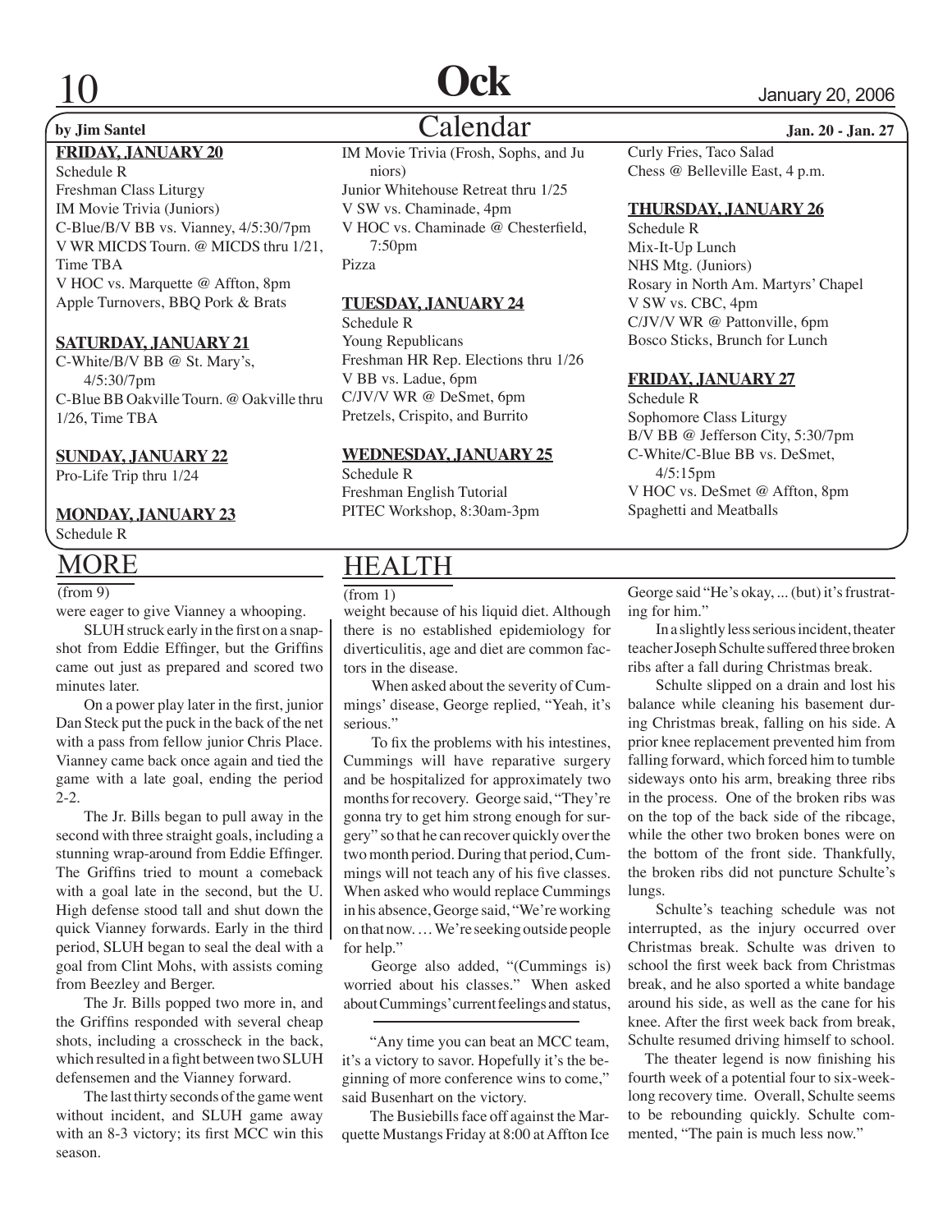# Calendar

by Jim Santel

Jan. 20 - Jan. 27

**FRIDAY, JANUARY 20**

Schedule R
Freshman Class Liturgy
IM Movie Trivia (Juniors)
C-Blue/B/V BB vs. Vianney, 4/5:30/7pm
V WR MICDS Tourn. @ MICDS thru 1/21, Time TBA
V HOC vs. Marquette @ Affton, 8pm
Apple Turnovers, BBQ Pork & Brats

**SATURDAY, JANUARY 21**

C-White/B/V BB @ St. Mary's, 4/5:30/7pm
C-Blue BB Oakville Tourn. @ Oakville thru 1/26, Time TBA

**SUNDAY, JANUARY 22**

Pro-Life Trip thru 1/24

**MONDAY, JANUARY 23**

Schedule R
IM Movie Trivia (Frosh, Sophs, and Juniors)
Junior Whitehouse Retreat thru 1/25
V SW vs. Chaminade, 4pm
V HOC vs. Chaminade @ Chesterfield, 7:50pm
Pizza

**TUESDAY, JANUARY 24**

Schedule R
Young Republicans
Freshman HR Rep. Elections thru 1/26
V BB vs. Ladue, 6pm
C/JV/V WR @ DeSmet, 6pm
Pretzels, Crispito, and Burrito

**WEDNESDAY, JANUARY 25**

Schedule R
Freshman English Tutorial
PITEC Workshop, 8:30am-3pm
Curly Fries, Taco Salad
Chess @ Belleville East, 4 p.m.

**THURSDAY, JANUARY 26**

Schedule R
Mix-It-Up Lunch
NHS Mtg. (Juniors)
Rosary in North Am. Martyrs' Chapel
V SW vs. CBC, 4pm
C/JV/V WR @ Pattonville, 6pm
Bosco Sticks, Brunch for Lunch

**FRIDAY, JANUARY 27**

Schedule R
Sophomore Class Liturgy
B/V BB @ Jefferson City, 5:30/7pm
C-White/C-Blue BB vs. DeSmet, 4/5:15pm
V HOC vs. DeSmet @ Affton, 8pm
Spaghetti and Meatballs

## MORE

(from 9)

were eager to give Vianney a whooping.

SLUH struck early in the first on a snapshot from Eddie Effinger, but the Griffins came out just as prepared and scored two minutes later.

On a power play later in the first, junior Dan Steck put the puck in the back of the net with a pass from fellow junior Chris Place. Vianney came back once again and tied the game with a late goal, ending the period 2-2.

The Jr. Bills began to pull away in the second with three straight goals, including a stunning wrap-around from Eddie Effinger. The Griffins tried to mount a comeback with a goal late in the second, but the U. High defense stood tall and shut down the quick Vianney forwards. Early in the third period, SLUH began to seal the deal with a goal from Clint Mohs, with assists coming from Beezley and Berger.

The Jr. Bills popped two more in, and the Griffins responded with several cheap shots, including a crosscheck in the back, which resulted in a fight between two SLUH defensemen and the Vianney forward.

The last thirty seconds of the game went without incident, and SLUH game away with an 8-3 victory; its first MCC win this season.

"Any time you can beat an MCC team, it's a victory to savor. Hopefully it's the beginning of more conference wins to come," said Busenhart on the victory.

The Busiebills face off against the Marquette Mustangs Friday at 8:00 at Affton Ice

## HEALTH

(from 1)

weight because of his liquid diet. Although there is no established epidemiology for diverticulitis, age and diet are common factors in the disease.

When asked about the severity of Cummings' disease, George replied, "Yeah, it's serious."

To fix the problems with his intestines, Cummings will have reparative surgery and be hospitalized for approximately two months for recovery. George said, "They're gonna try to get him strong enough for surgery" so that he can recover quickly over the two month period. During that period, Cummings will not teach any of his five classes. When asked who would replace Cummings in his absence, George said, "We're working on that now. … We're seeking outside people for help."

George also added, "(Cummings is) worried about his classes." When asked about Cummings' current feelings and status, George said "He's okay, ... (but) it's frustrating for him."

In a slightly less serious incident, theater teacher Joseph Schulte suffered three broken ribs after a fall during Christmas break.

Schulte slipped on a drain and lost his balance while cleaning his basement during Christmas break, falling on his side. A prior knee replacement prevented him from falling forward, which forced him to tumble sideways onto his arm, breaking three ribs in the process. One of the broken ribs was on the top of the back side of the ribcage, while the other two broken bones were on the bottom of the front side. Thankfully, the broken ribs did not puncture Schulte's lungs.

Schulte's teaching schedule was not interrupted, as the injury occurred over Christmas break. Schulte was driven to school the first week back from Christmas break, and he also sported a white bandage around his side, as well as the cane for his knee. After the first week back from break, Schulte resumed driving himself to school.

The theater legend is now finishing his fourth week of a potential four to six-week-long recovery time. Overall, Schulte seems to be rebounding quickly. Schulte commented, "The pain is much less now."